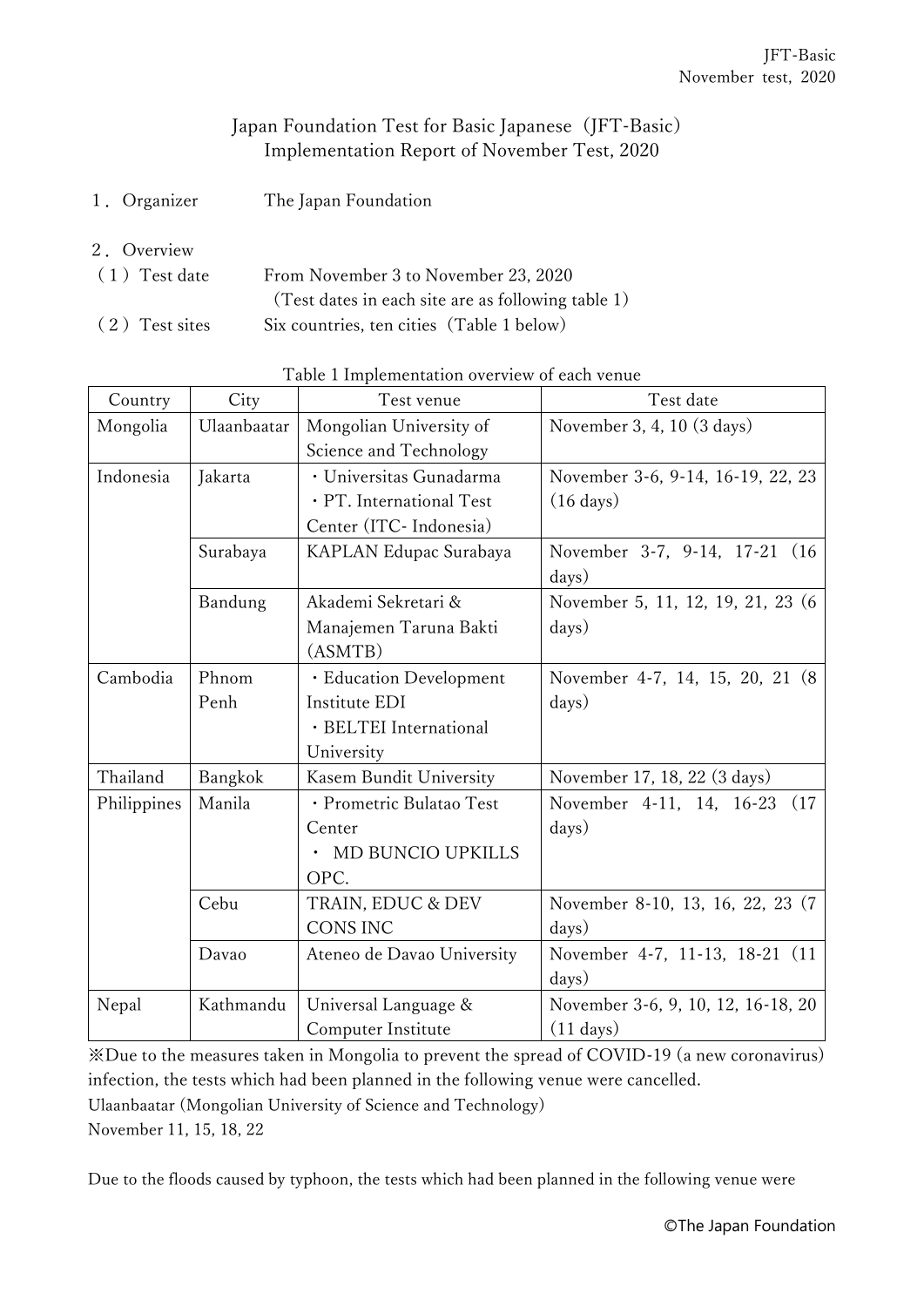# Japan Foundation Test for Basic Japanese（JFT-Basic）Implementation Report of November Test, 2020

１．Organizer　The Japan Foundation

２．Overview

（１）Test date　From November 3 to November 23, 2020
（Test dates in each site are as following table 1）

（２）Test sites　Six countries, ten cities（Table 1 below）

Table 1 Implementation overview of each venue

| Country | City | Test venue | Test date |
|---|---|---|---|
| Mongolia | Ulaanbaatar | Mongolian University of Science and Technology | November 3, 4, 10 (3 days) |
| Indonesia | Jakarta | ・Universitas Gunadarma<br>・PT. International Test Center (ITC- Indonesia) | November 3-6, 9-14, 16-19, 22, 23 (16 days) |
| | Surabaya | KAPLAN Edupac Surabaya | November 3-7, 9-14, 17-21 (16 days) |
| | Bandung | Akademi Sekretari & Manajemen Taruna Bakti (ASMTB) | November 5, 11, 12, 19, 21, 23 (6 days) |
| Cambodia | Phnom Penh | ・Education Development Institute EDI<br>・BELTEI International University | November 4-7, 14, 15, 20, 21 (8 days) |
| Thailand | Bangkok | Kasem Bundit University | November 17, 18, 22 (3 days) |
| Philippines | Manila | ・Prometric Bulatao Test Center<br>・ MD BUNCIO UPKILLS OPC. | November 4-11, 14, 16-23 (17 days) |
| | Cebu | TRAIN, EDUC & DEV CONS INC | November 8-10, 13, 16, 22, 23 (7 days) |
| | Davao | Ateneo de Davao University | November 4-7, 11-13, 18-21 (11 days) |
| Nepal | Kathmandu | Universal Language & Computer Institute | November 3-6, 9, 10, 12, 16-18, 20 (11 days) |

※Due to the measures taken in Mongolia to prevent the spread of COVID-19 (a new coronavirus) infection, the tests which had been planned in the following venue were cancelled.

Ulaanbaatar (Mongolian University of Science and Technology)

November 11, 15, 18, 22

Due to the floods caused by typhoon, the tests which had been planned in the following venue were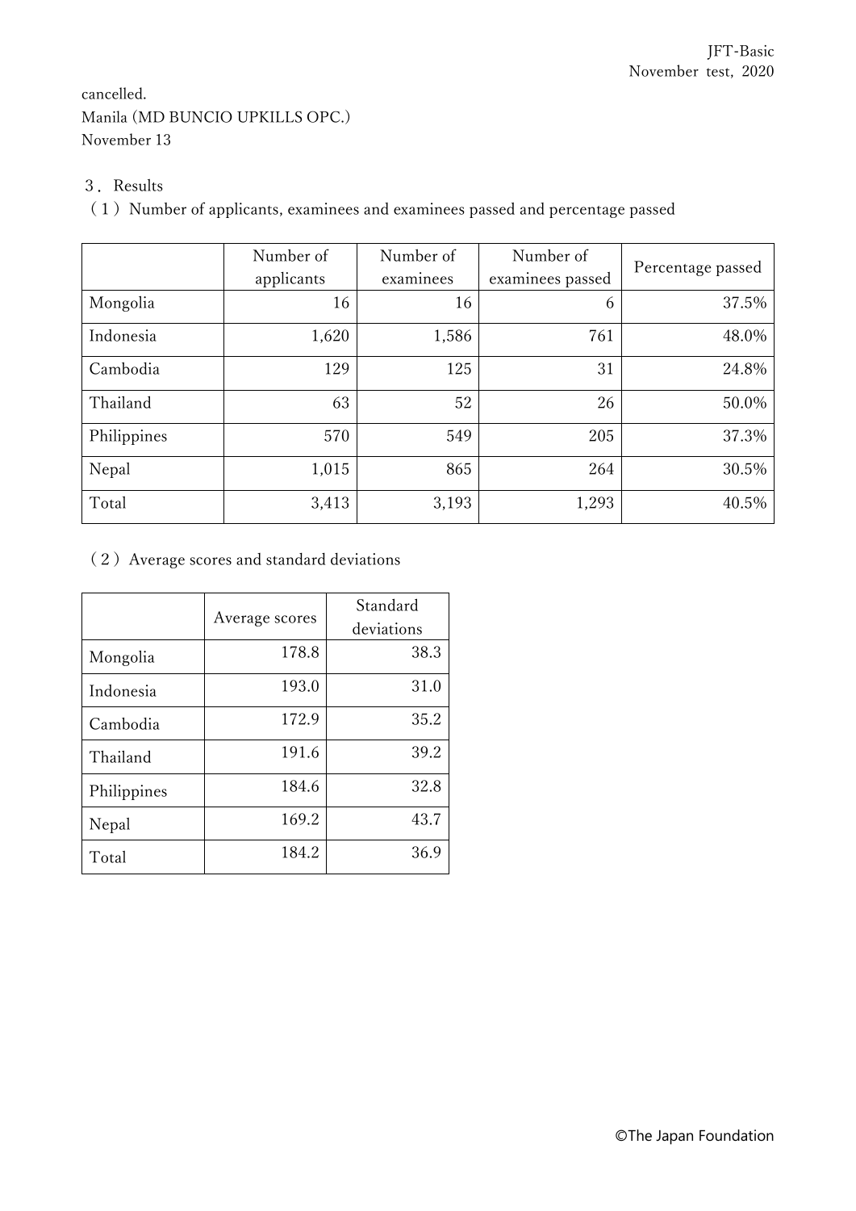cancelled.
Manila (MD BUNCIO UPKILLS OPC.)
November 13

## 3．Results

### （1）Number of applicants, examinees and examinees passed and percentage passed

| | Number of applicants | Number of examinees | Number of examinees passed | Percentage passed |
|---|---|---|---|---|
| Mongolia | 16 | 16 | 6 | 37.5% |
| Indonesia | 1,620 | 1,586 | 761 | 48.0% |
| Cambodia | 129 | 125 | 31 | 24.8% |
| Thailand | 63 | 52 | 26 | 50.0% |
| Philippines | 570 | 549 | 205 | 37.3% |
| Nepal | 1,015 | 865 | 264 | 30.5% |
| Total | 3,413 | 3,193 | 1,293 | 40.5% |

### （2）Average scores and standard deviations

| | Average scores | Standard deviations |
|---|---|---|
| Mongolia | 178.8 | 38.3 |
| Indonesia | 193.0 | 31.0 |
| Cambodia | 172.9 | 35.2 |
| Thailand | 191.6 | 39.2 |
| Philippines | 184.6 | 32.8 |
| Nepal | 169.2 | 43.7 |
| Total | 184.2 | 36.9 |